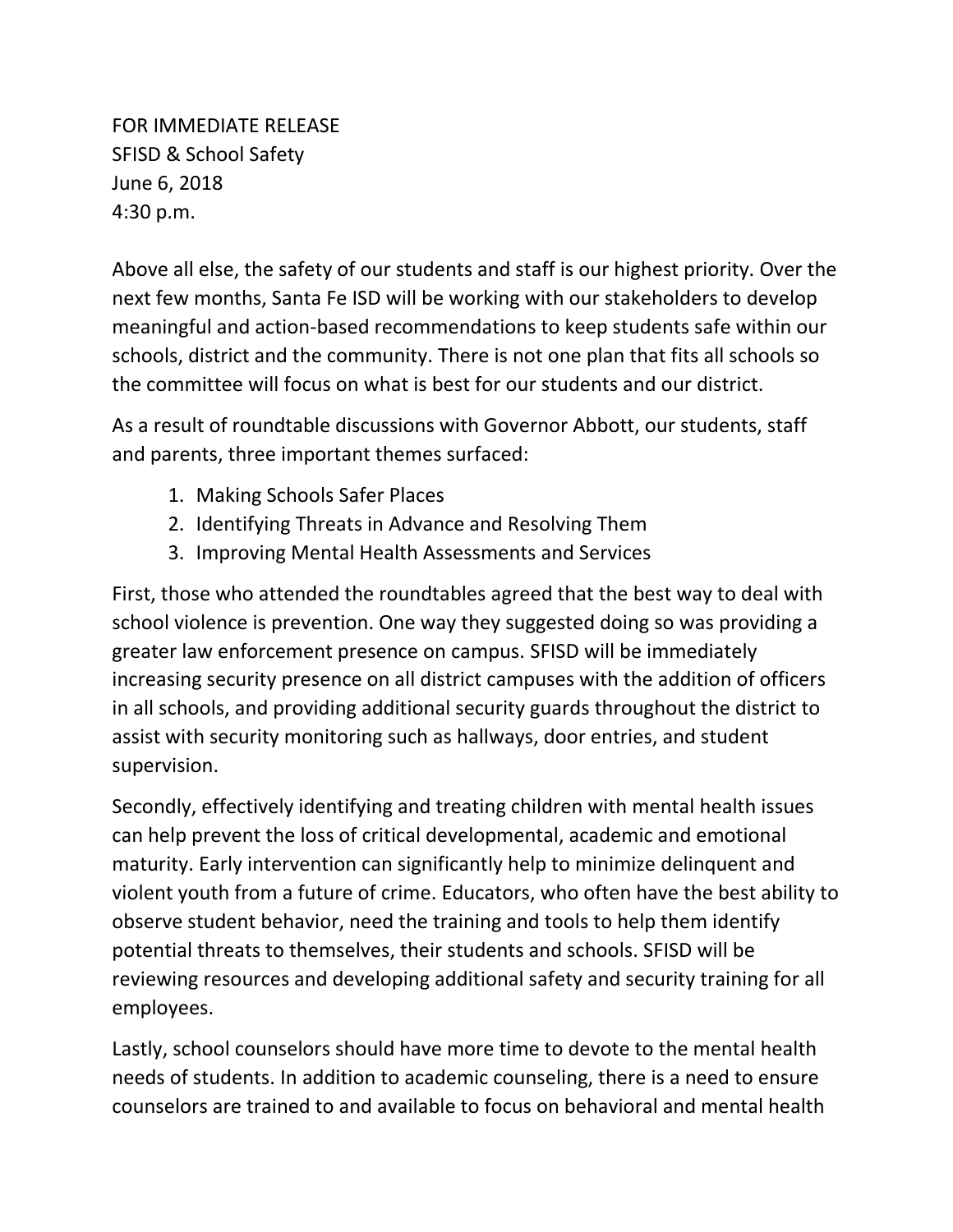FOR IMMEDIATE RELEASE
SFISD & School Safety
June 6, 2018
4:30 p.m.

Above all else, the safety of our students and staff is our highest priority. Over the next few months, Santa Fe ISD will be working with our stakeholders to develop meaningful and action-based recommendations to keep students safe within our schools, district and the community. There is not one plan that fits all schools so the committee will focus on what is best for our students and our district.

As a result of roundtable discussions with Governor Abbott, our students, staff and parents, three important themes surfaced:

1. Making Schools Safer Places
2. Identifying Threats in Advance and Resolving Them
3. Improving Mental Health Assessments and Services

First, those who attended the roundtables agreed that the best way to deal with school violence is prevention. One way they suggested doing so was providing a greater law enforcement presence on campus. SFISD will be immediately increasing security presence on all district campuses with the addition of officers in all schools, and providing additional security guards throughout the district to assist with security monitoring such as hallways, door entries, and student supervision.

Secondly, effectively identifying and treating children with mental health issues can help prevent the loss of critical developmental, academic and emotional maturity. Early intervention can significantly help to minimize delinquent and violent youth from a future of crime. Educators, who often have the best ability to observe student behavior, need the training and tools to help them identify potential threats to themselves, their students and schools. SFISD will be reviewing resources and developing additional safety and security training for all employees.

Lastly, school counselors should have more time to devote to the mental health needs of students. In addition to academic counseling, there is a need to ensure counselors are trained to and available to focus on behavioral and mental health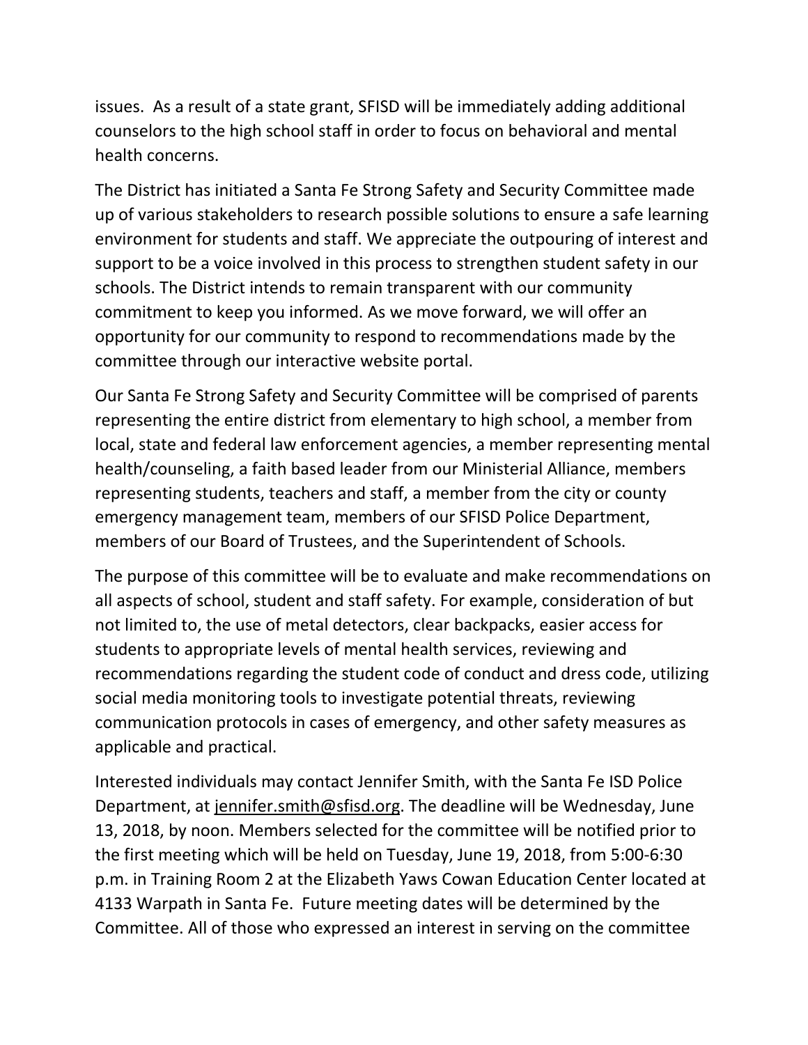issues. As a result of a state grant, SFISD will be immediately adding additional counselors to the high school staff in order to focus on behavioral and mental health concerns.

The District has initiated a Santa Fe Strong Safety and Security Committee made up of various stakeholders to research possible solutions to ensure a safe learning environment for students and staff. We appreciate the outpouring of interest and support to be a voice involved in this process to strengthen student safety in our schools. The District intends to remain transparent with our community commitment to keep you informed. As we move forward, we will offer an opportunity for our community to respond to recommendations made by the committee through our interactive website portal.

Our Santa Fe Strong Safety and Security Committee will be comprised of parents representing the entire district from elementary to high school, a member from local, state and federal law enforcement agencies, a member representing mental health/counseling, a faith based leader from our Ministerial Alliance, members representing students, teachers and staff, a member from the city or county emergency management team, members of our SFISD Police Department, members of our Board of Trustees, and the Superintendent of Schools.

The purpose of this committee will be to evaluate and make recommendations on all aspects of school, student and staff safety. For example, consideration of but not limited to, the use of metal detectors, clear backpacks, easier access for students to appropriate levels of mental health services, reviewing and recommendations regarding the student code of conduct and dress code, utilizing social media monitoring tools to investigate potential threats, reviewing communication protocols in cases of emergency, and other safety measures as applicable and practical.

Interested individuals may contact Jennifer Smith, with the Santa Fe ISD Police Department, at jennifer.smith@sfisd.org. The deadline will be Wednesday, June 13, 2018, by noon. Members selected for the committee will be notified prior to the first meeting which will be held on Tuesday, June 19, 2018, from 5:00-6:30 p.m. in Training Room 2 at the Elizabeth Yaws Cowan Education Center located at 4133 Warpath in Santa Fe. Future meeting dates will be determined by the Committee. All of those who expressed an interest in serving on the committee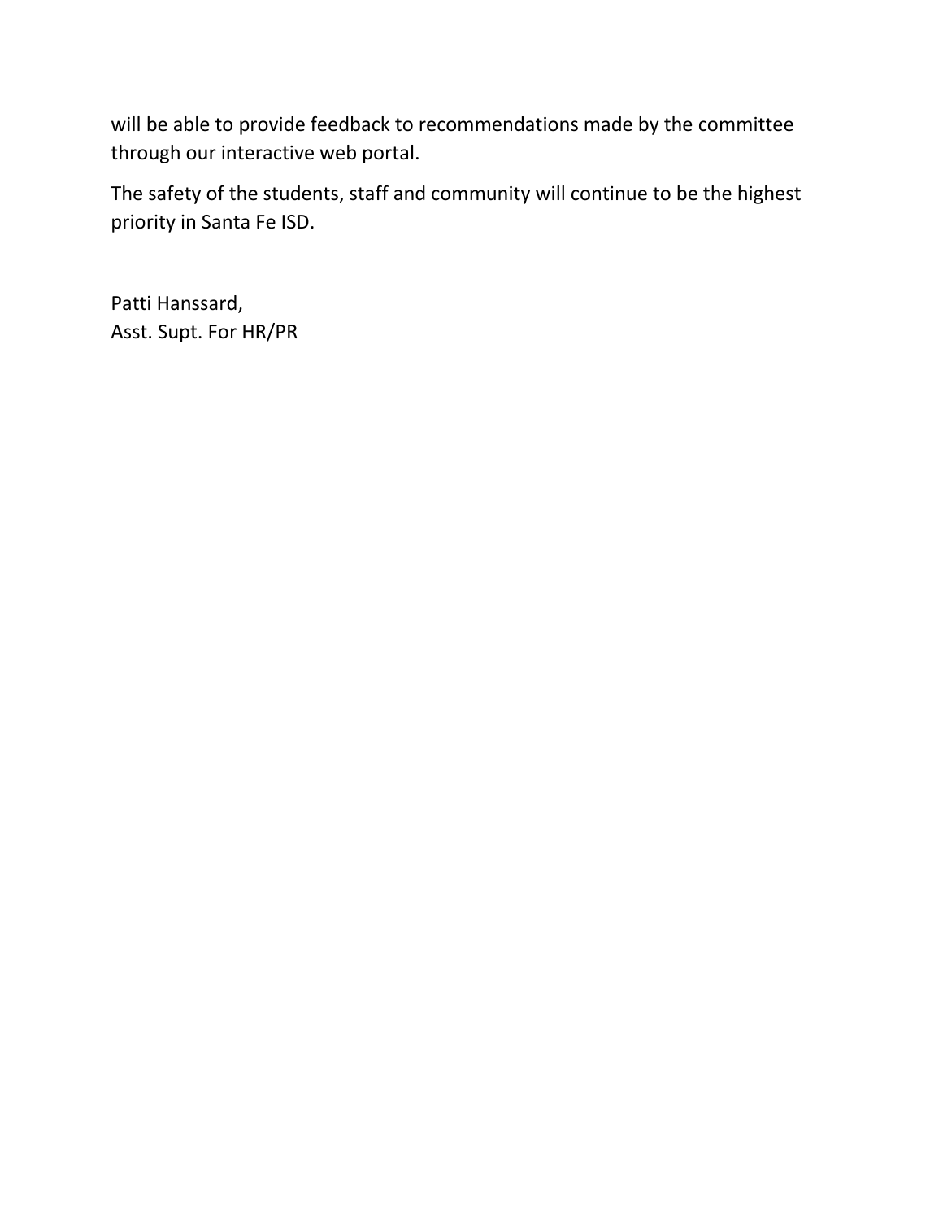will be able to provide feedback to recommendations made by the committee through our interactive web portal.

The safety of the students, staff and community will continue to be the highest priority in Santa Fe ISD.

Patti Hanssard,
Asst. Supt. For HR/PR